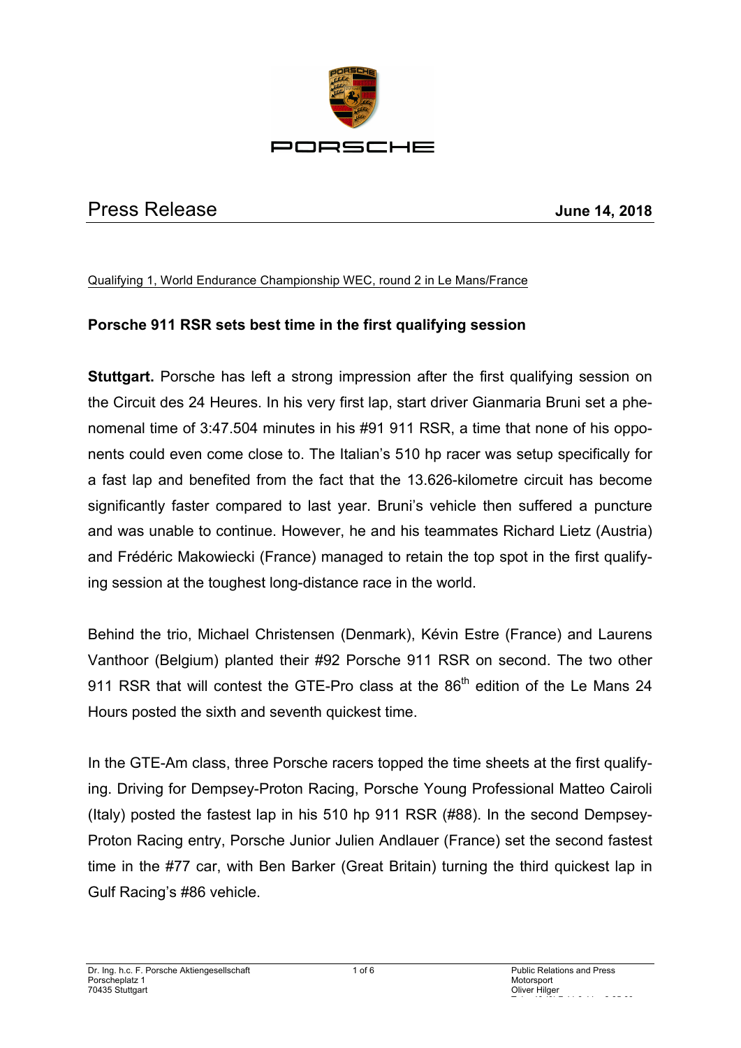# Press Release

**June 14, 2018**

Qualifying 1, World Endurance Championship WEC, round 2 in Le Mans/France

## Porsche 911 RSR sets best time in the first qualifying session

**Stuttgart.** Porsche has left a strong impression after the first qualifying session on the Circuit des 24 Heures. In his very first lap, start driver Gianmaria Bruni set a phenomenal time of 3:47.504 minutes in his #91 911 RSR, a time that none of his opponents could even come close to. The Italian's 510 hp racer was setup specifically for a fast lap and benefited from the fact that the 13.626-kilometre circuit has become significantly faster compared to last year. Bruni's vehicle then suffered a puncture and was unable to continue. However, he and his teammates Richard Lietz (Austria) and Frédéric Makowiecki (France) managed to retain the top spot in the first qualifying session at the toughest long-distance race in the world.

Behind the trio, Michael Christensen (Denmark), Kévin Estre (France) and Laurens Vanthoor (Belgium) planted their #92 Porsche 911 RSR on second. The two other 911 RSR that will contest the GTE-Pro class at the 86th edition of the Le Mans 24 Hours posted the sixth and seventh quickest time.

In the GTE-Am class, three Porsche racers topped the time sheets at the first qualifying. Driving for Dempsey-Proton Racing, Porsche Young Professional Matteo Cairoli (Italy) posted the fastest lap in his 510 hp 911 RSR (#88). In the second Dempsey-Proton Racing entry, Porsche Junior Julien Andlauer (France) set the second fastest time in the #77 car, with Ben Barker (Great Britain) turning the third quickest lap in Gulf Racing's #86 vehicle.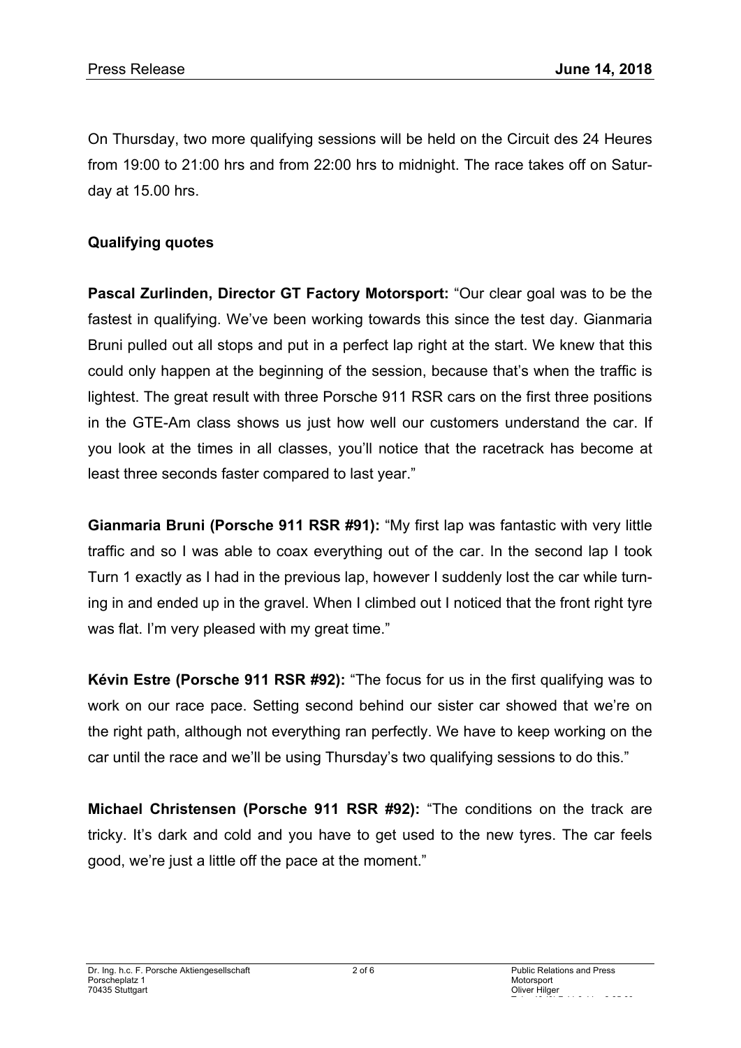On Thursday, two more qualifying sessions will be held on the Circuit des 24 Heures from 19:00 to 21:00 hrs and from 22:00 hrs to midnight. The race takes off on Saturday at 15.00 hrs.

**Qualifying quotes**

**Pascal Zurlinden, Director GT Factory Motorsport:** "Our clear goal was to be the fastest in qualifying. We've been working towards this since the test day. Gianmaria Bruni pulled out all stops and put in a perfect lap right at the start. We knew that this could only happen at the beginning of the session, because that's when the traffic is lightest. The great result with three Porsche 911 RSR cars on the first three positions in the GTE-Am class shows us just how well our customers understand the car. If you look at the times in all classes, you'll notice that the racetrack has become at least three seconds faster compared to last year."

**Gianmaria Bruni (Porsche 911 RSR #91):** "My first lap was fantastic with very little traffic and so I was able to coax everything out of the car. In the second lap I took Turn 1 exactly as I had in the previous lap, however I suddenly lost the car while turning in and ended up in the gravel. When I climbed out I noticed that the front right tyre was flat. I'm very pleased with my great time."

**Kévin Estre (Porsche 911 RSR #92):** "The focus for us in the first qualifying was to work on our race pace. Setting second behind our sister car showed that we're on the right path, although not everything ran perfectly. We have to keep working on the car until the race and we'll be using Thursday's two qualifying sessions to do this."

**Michael Christensen (Porsche 911 RSR #92):** "The conditions on the track are tricky. It's dark and cold and you have to get used to the new tyres. The car feels good, we're just a little off the pace at the moment."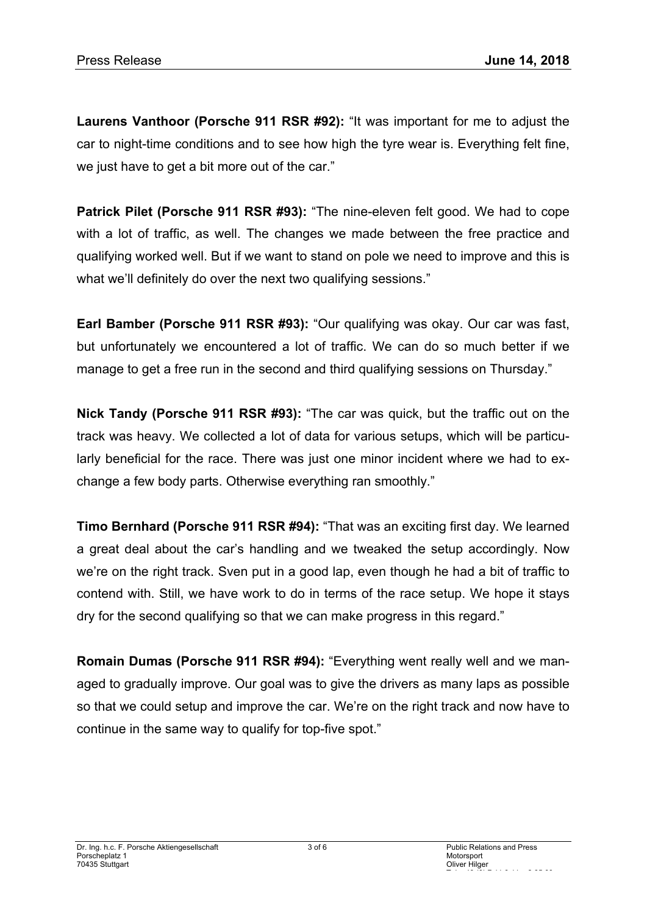**Laurens Vanthoor (Porsche 911 RSR #92):** "It was important for me to adjust the car to night-time conditions and to see how high the tyre wear is. Everything felt fine, we just have to get a bit more out of the car."

**Patrick Pilet (Porsche 911 RSR #93):** "The nine-eleven felt good. We had to cope with a lot of traffic, as well. The changes we made between the free practice and qualifying worked well. But if we want to stand on pole we need to improve and this is what we'll definitely do over the next two qualifying sessions."

**Earl Bamber (Porsche 911 RSR #93):** "Our qualifying was okay. Our car was fast, but unfortunately we encountered a lot of traffic. We can do so much better if we manage to get a free run in the second and third qualifying sessions on Thursday."

**Nick Tandy (Porsche 911 RSR #93):** "The car was quick, but the traffic out on the track was heavy. We collected a lot of data for various setups, which will be particularly beneficial for the race. There was just one minor incident where we had to exchange a few body parts. Otherwise everything ran smoothly."

**Timo Bernhard (Porsche 911 RSR #94):** "That was an exciting first day. We learned a great deal about the car's handling and we tweaked the setup accordingly. Now we're on the right track. Sven put in a good lap, even though he had a bit of traffic to contend with. Still, we have work to do in terms of the race setup. We hope it stays dry for the second qualifying so that we can make progress in this regard."

**Romain Dumas (Porsche 911 RSR #94):** "Everything went really well and we managed to gradually improve. Our goal was to give the drivers as many laps as possible so that we could setup and improve the car. We're on the right track and now have to continue in the same way to qualify for top-five spot."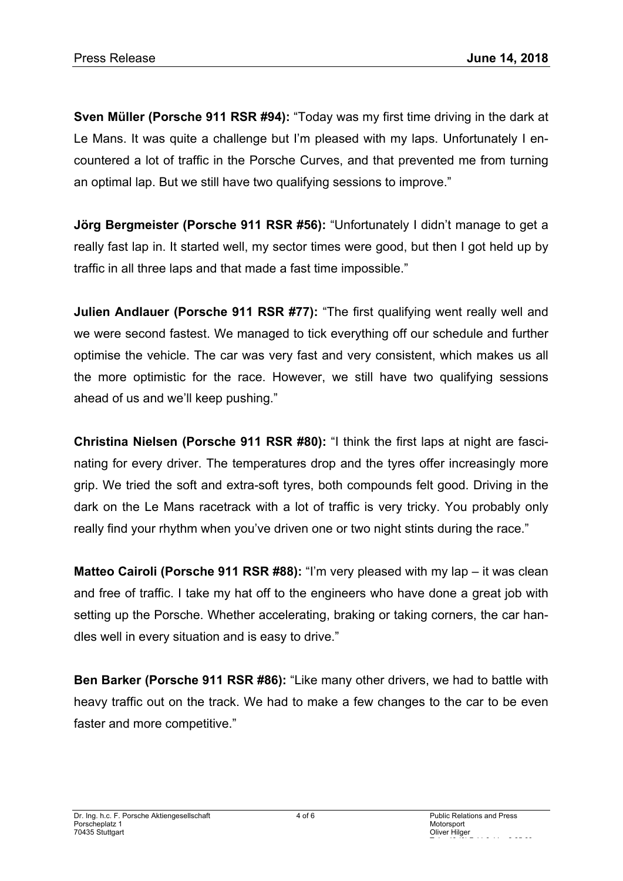**Sven Müller (Porsche 911 RSR #94):** "Today was my first time driving in the dark at Le Mans. It was quite a challenge but I'm pleased with my laps. Unfortunately I encountered a lot of traffic in the Porsche Curves, and that prevented me from turning an optimal lap. But we still have two qualifying sessions to improve."

**Jörg Bergmeister (Porsche 911 RSR #56):** "Unfortunately I didn't manage to get a really fast lap in. It started well, my sector times were good, but then I got held up by traffic in all three laps and that made a fast time impossible."

**Julien Andlauer (Porsche 911 RSR #77):** "The first qualifying went really well and we were second fastest. We managed to tick everything off our schedule and further optimise the vehicle. The car was very fast and very consistent, which makes us all the more optimistic for the race. However, we still have two qualifying sessions ahead of us and we'll keep pushing."

**Christina Nielsen (Porsche 911 RSR #80):** "I think the first laps at night are fascinating for every driver. The temperatures drop and the tyres offer increasingly more grip. We tried the soft and extra-soft tyres, both compounds felt good. Driving in the dark on the Le Mans racetrack with a lot of traffic is very tricky. You probably only really find your rhythm when you've driven one or two night stints during the race."

**Matteo Cairoli (Porsche 911 RSR #88):** "I'm very pleased with my lap – it was clean and free of traffic. I take my hat off to the engineers who have done a great job with setting up the Porsche. Whether accelerating, braking or taking corners, the car handles well in every situation and is easy to drive."

**Ben Barker (Porsche 911 RSR #86):** "Like many other drivers, we had to battle with heavy traffic out on the track. We had to make a few changes to the car to be even faster and more competitive."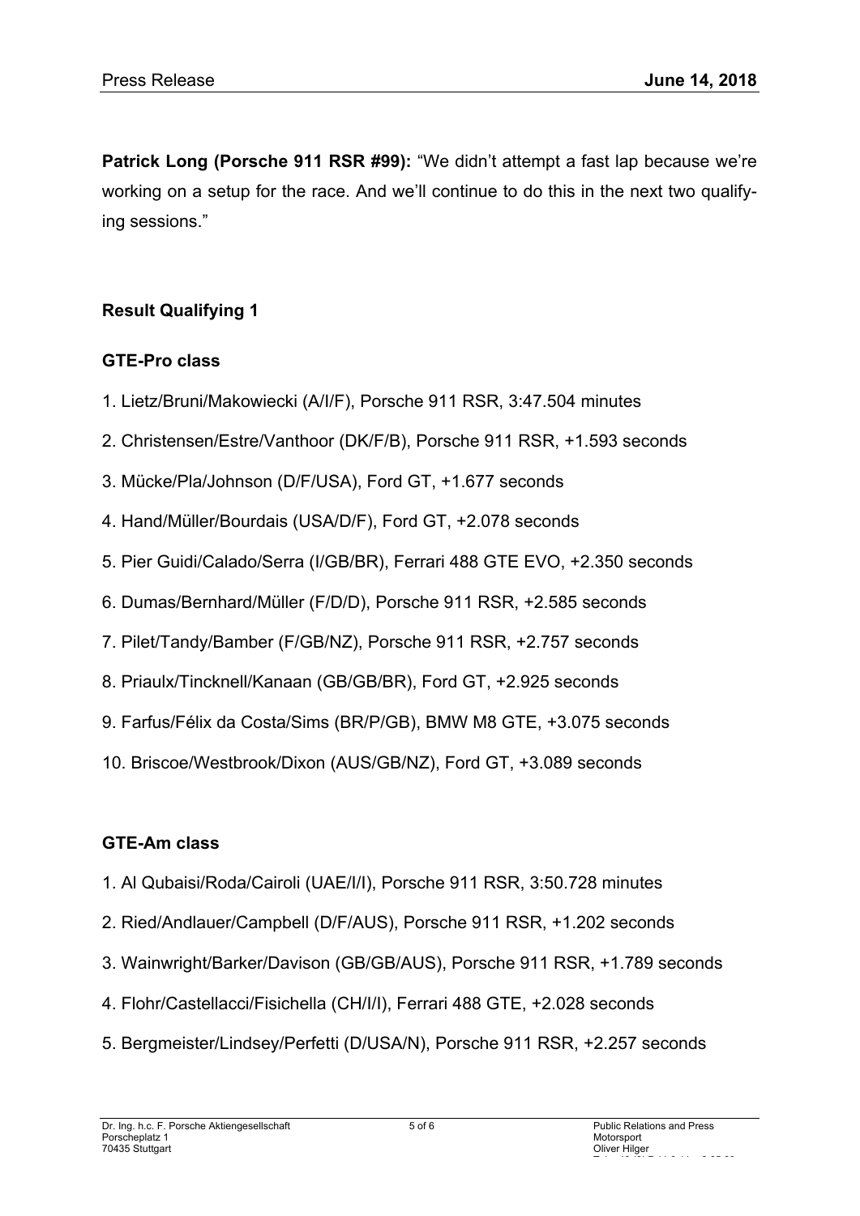**Patrick Long (Porsche 911 RSR #99):** "We didn't attempt a fast lap because we're working on a setup for the race. And we'll continue to do this in the next two qualifying sessions."

**Result Qualifying 1**

**GTE-Pro class**

1. Lietz/Bruni/Makowiecki (A/I/F), Porsche 911 RSR, 3:47.504 minutes
2. Christensen/Estre/Vanthoor (DK/F/B), Porsche 911 RSR, +1.593 seconds
3. Mücke/Pla/Johnson (D/F/USA), Ford GT, +1.677 seconds
4. Hand/Müller/Bourdais (USA/D/F), Ford GT, +2.078 seconds
5. Pier Guidi/Calado/Serra (I/GB/BR), Ferrari 488 GTE EVO, +2.350 seconds
6. Dumas/Bernhard/Müller (F/D/D), Porsche 911 RSR, +2.585 seconds
7. Pilet/Tandy/Bamber (F/GB/NZ), Porsche 911 RSR, +2.757 seconds
8. Priaulx/Tincknell/Kanaan (GB/GB/BR), Ford GT, +2.925 seconds
9. Farfus/Félix da Costa/Sims (BR/P/GB), BMW M8 GTE, +3.075 seconds
10. Briscoe/Westbrook/Dixon (AUS/GB/NZ), Ford GT, +3.089 seconds

**GTE-Am class**

1. Al Qubaisi/Roda/Cairoli (UAE/I/I), Porsche 911 RSR, 3:50.728 minutes
2. Ried/Andlauer/Campbell (D/F/AUS), Porsche 911 RSR, +1.202 seconds
3. Wainwright/Barker/Davison (GB/GB/AUS), Porsche 911 RSR, +1.789 seconds
4. Flohr/Castellacci/Fisichella (CH/I/I), Ferrari 488 GTE, +2.028 seconds
5. Bergmeister/Lindsey/Perfetti (D/USA/N), Porsche 911 RSR, +2.257 seconds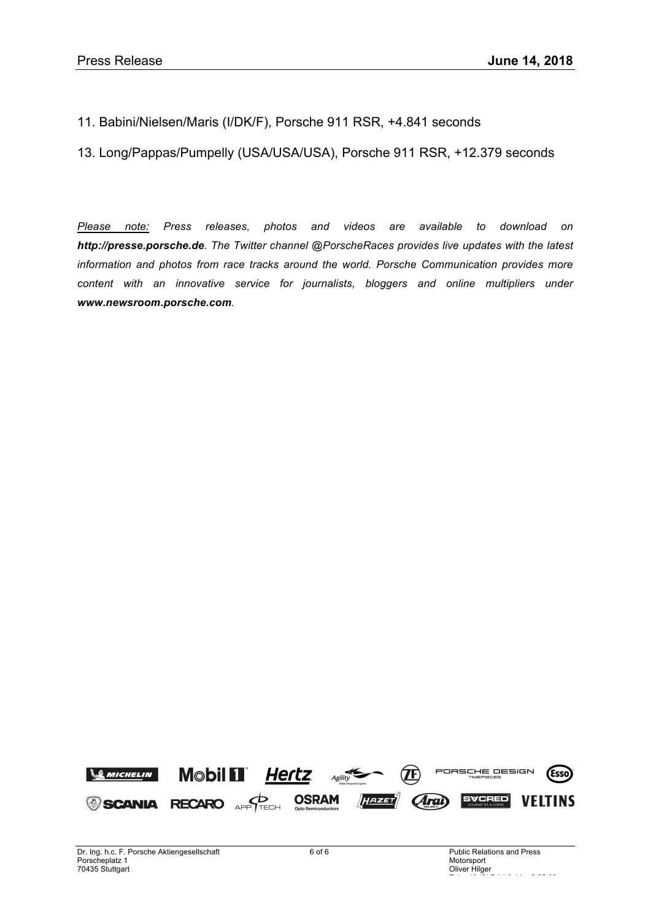11. Babini/Nielsen/Maris (I/DK/F), Porsche 911 RSR, +4.841 seconds

13. Long/Pappas/Pumpelly (USA/USA/USA), Porsche 911 RSR, +12.379 seconds

*Please note: Press releases, photos and videos are available to download on **http://presse.porsche.de**. The Twitter channel @PorscheRaces provides live updates with the latest information and photos from race tracks around the world. Porsche Communication provides more content with an innovative service for journalists, bloggers and online multipliers under **www.newsroom.porsche.com**.*

Dr. Ing. h.c. F. Porsche Aktiengesellschaft
Porscheplatz 1
70435 Stuttgart

Public Relations and Press
Motorsport
Oliver Hilger